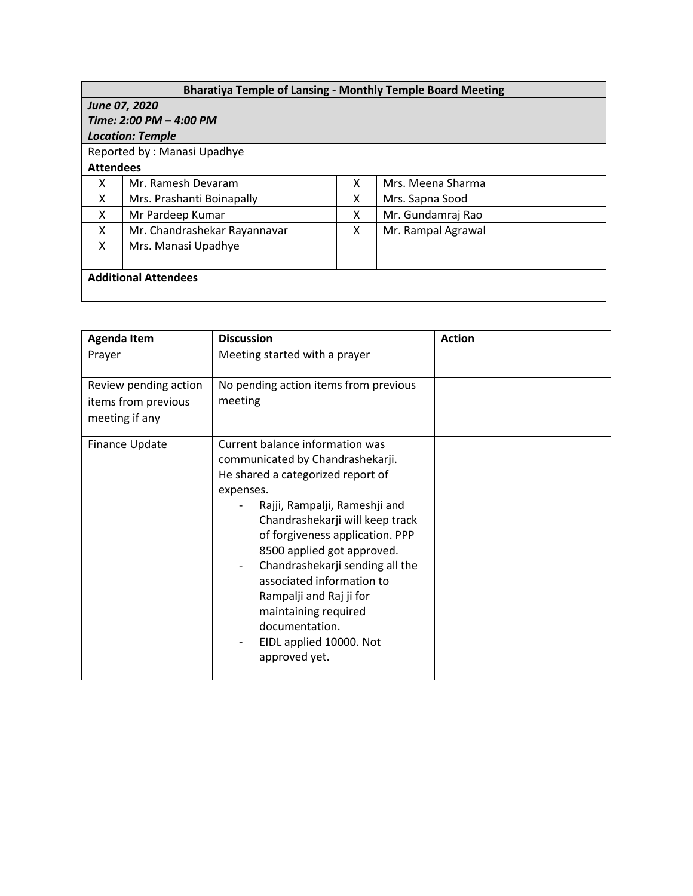| **Bharatiya Temple of Lansing - Monthly Temple Board Meeting** | | | |
|---|---|---|---|
| ***June 07, 2020*** <br> ***Time: 2:00 PM – 4:00 PM*** <br> ***Location: Temple*** | | | |
| Reported by : Manasi Upadhye | | | |
| **Attendees** | | | |
| X | Mr. Ramesh Devaram | X | Mrs. Meena Sharma |
| X | Mrs. Prashanti Boinapally | X | Mrs. Sapna Sood |
| X | Mr Pardeep Kumar | X | Mr. Gundamraj Rao |
| X | Mr. Chandrashekar Rayannavar | X | Mr. Rampal Agrawal |
| X | Mrs. Manasi Upadhye | | |
| | | | |
| **Additional Attendees** | | | |
| | | | |

| **Agenda Item** | **Discussion** | **Action** |
|---|---|---|
| Prayer | Meeting started with a prayer | |
| Review pending action items from previous meeting if any | No pending action items from previous meeting | |
| Finance Update | Current balance information was communicated by Chandrashekarji. He shared a categorized report of expenses. <br> - Rajji, Rampalji, Rameshji and Chandrashekarji will keep track of forgiveness application. PPP 8500 applied got approved. <br> - Chandrashekarji sending all the associated information to Rampalji and Raj ji for maintaining required documentation. <br> - EIDL applied 10000. Not approved yet. | |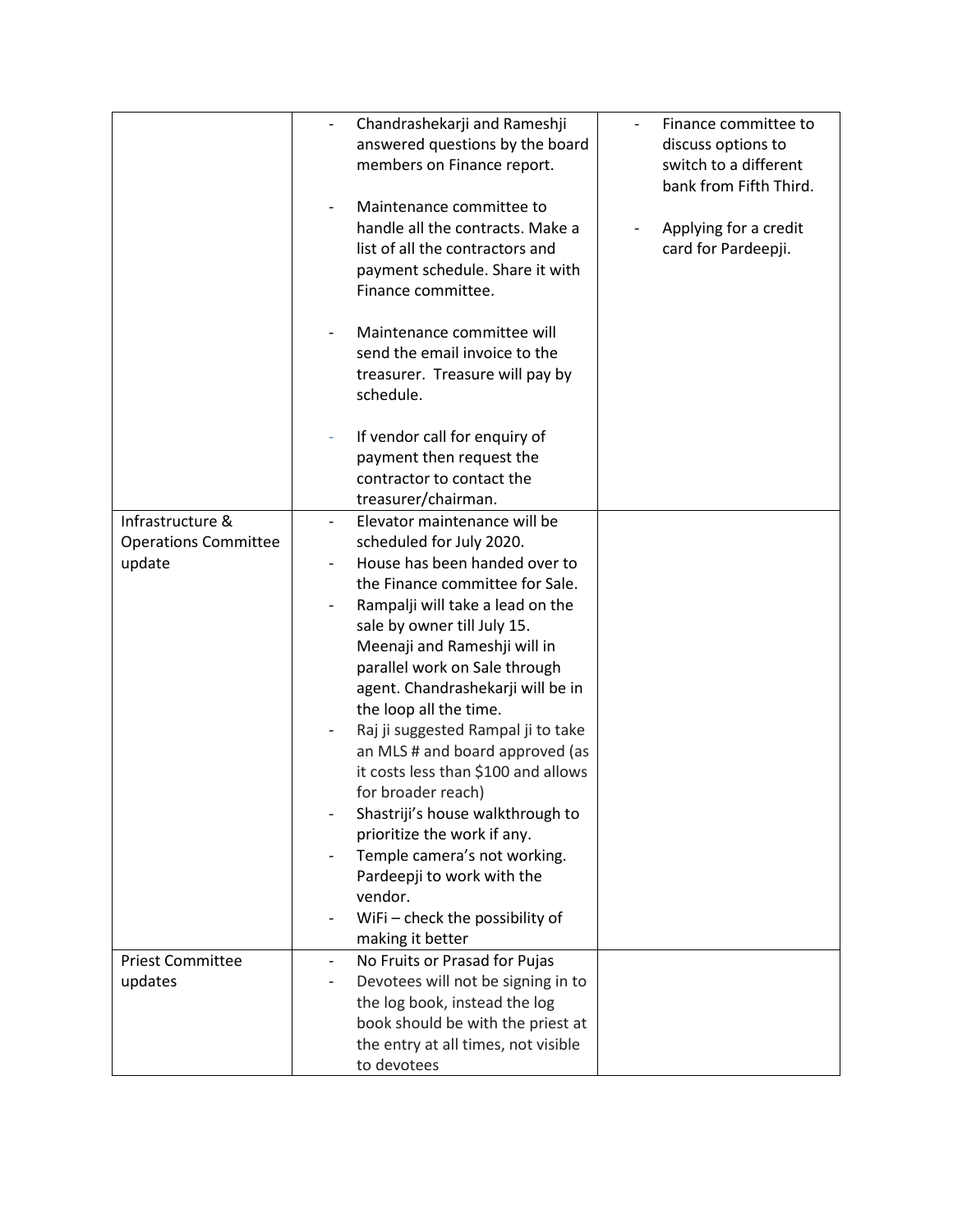| | | |
|---|---|---|
| | - Chandrashekarji and Rameshji answered questions by the board members on Finance report.<br><br>- Maintenance committee to handle all the contracts. Make a list of all the contractors and payment schedule. Share it with Finance committee.<br><br>- Maintenance committee will send the email invoice to the treasurer. Treasure will pay by schedule.<br><br>- If vendor call for enquiry of payment then request the contractor to contact the treasurer/chairman. | - Finance committee to discuss options to switch to a different bank from Fifth Third.<br><br>- Applying for a credit card for Pardeepji. |
| Infrastructure & Operations Committee update | - Elevator maintenance will be scheduled for July 2020.<br>- House has been handed over to the Finance committee for Sale.<br>- Rampalji will take a lead on the sale by owner till July 15. Meenaji and Rameshji will in parallel work on Sale through agent. Chandrashekarji will be in the loop all the time.<br>- Raj ji suggested Rampal ji to take an MLS # and board approved (as it costs less than $100 and allows for broader reach)<br>- Shastriji's house walkthrough to prioritize the work if any.<br>- Temple camera's not working. Pardeepji to work with the vendor.<br>- WiFi – check the possibility of making it better | |
| Priest Committee updates | - No Fruits or Prasad for Pujas<br>- Devotees will not be signing in to the log book, instead the log book should be with the priest at the entry at all times, not visible to devotees | |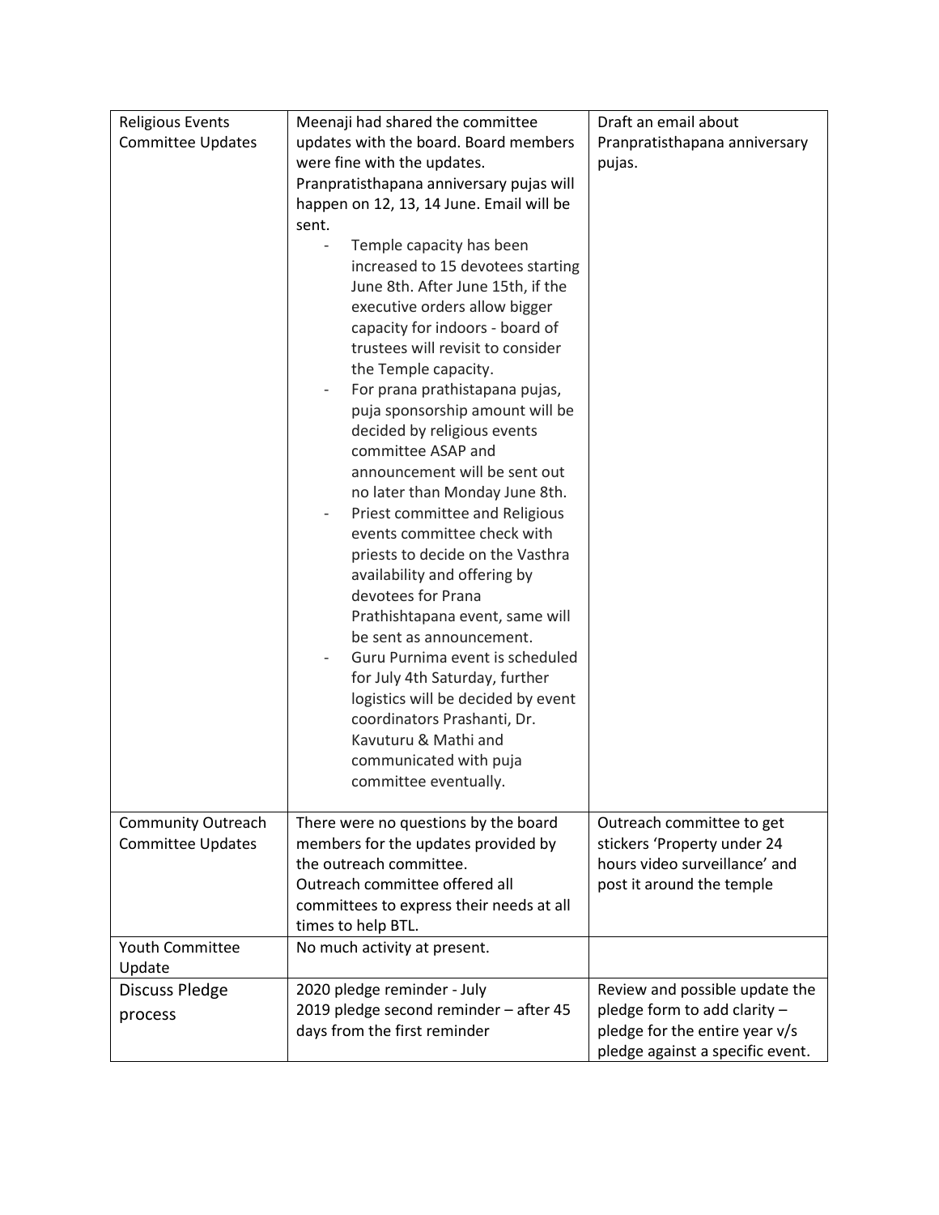| Religious Events Committee Updates | Meenaji had shared the committee updates with the board. Board members were fine with the updates.<br>Pranpratisthapana anniversary pujas will happen on 12, 13, 14 June. Email will be sent.<br>- Temple capacity has been increased to 15 devotees starting June 8th. After June 15th, if the executive orders allow bigger capacity for indoors - board of trustees will revisit to consider the Temple capacity.<br>- For prana prathistapana pujas, puja sponsorship amount will be decided by religious events committee ASAP and announcement will be sent out no later than Monday June 8th.<br>- Priest committee and Religious events committee check with priests to decide on the Vasthra availability and offering by devotees for Prana Prathishtapana event, same will be sent as announcement.<br>- Guru Purnima event is scheduled for July 4th Saturday, further logistics will be decided by event coordinators Prashanti, Dr. Kavuturu & Mathi and communicated with puja committee eventually. | Draft an email about Pranpratisthapana anniversary pujas. |
|---|---|---|
| Community Outreach Committee Updates | There were no questions by the board members for the updates provided by the outreach committee.<br>Outreach committee offered all committees to express their needs at all times to help BTL. | Outreach committee to get stickers 'Property under 24 hours video surveillance' and post it around the temple |
| Youth Committee Update | No much activity at present. | |
| Discuss Pledge process | 2020 pledge reminder - July<br>2019 pledge second reminder – after 45 days from the first reminder | Review and possible update the pledge form to add clarity – pledge for the entire year v/s pledge against a specific event. |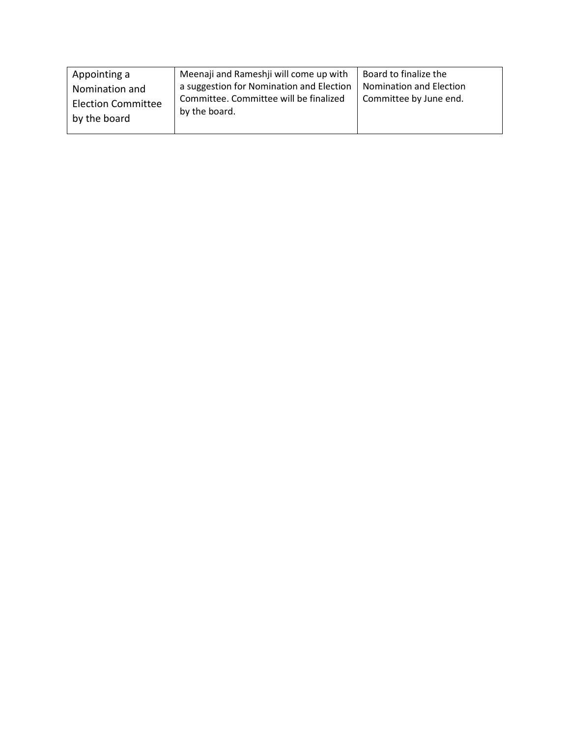| | | |
| --- | --- | --- |
| Appointing a Nomination and Election Committee by the board | Meenaji and Rameshji will come up with a suggestion for Nomination and Election Committee. Committee will be finalized by the board. | Board to finalize the Nomination and Election Committee by June end. |